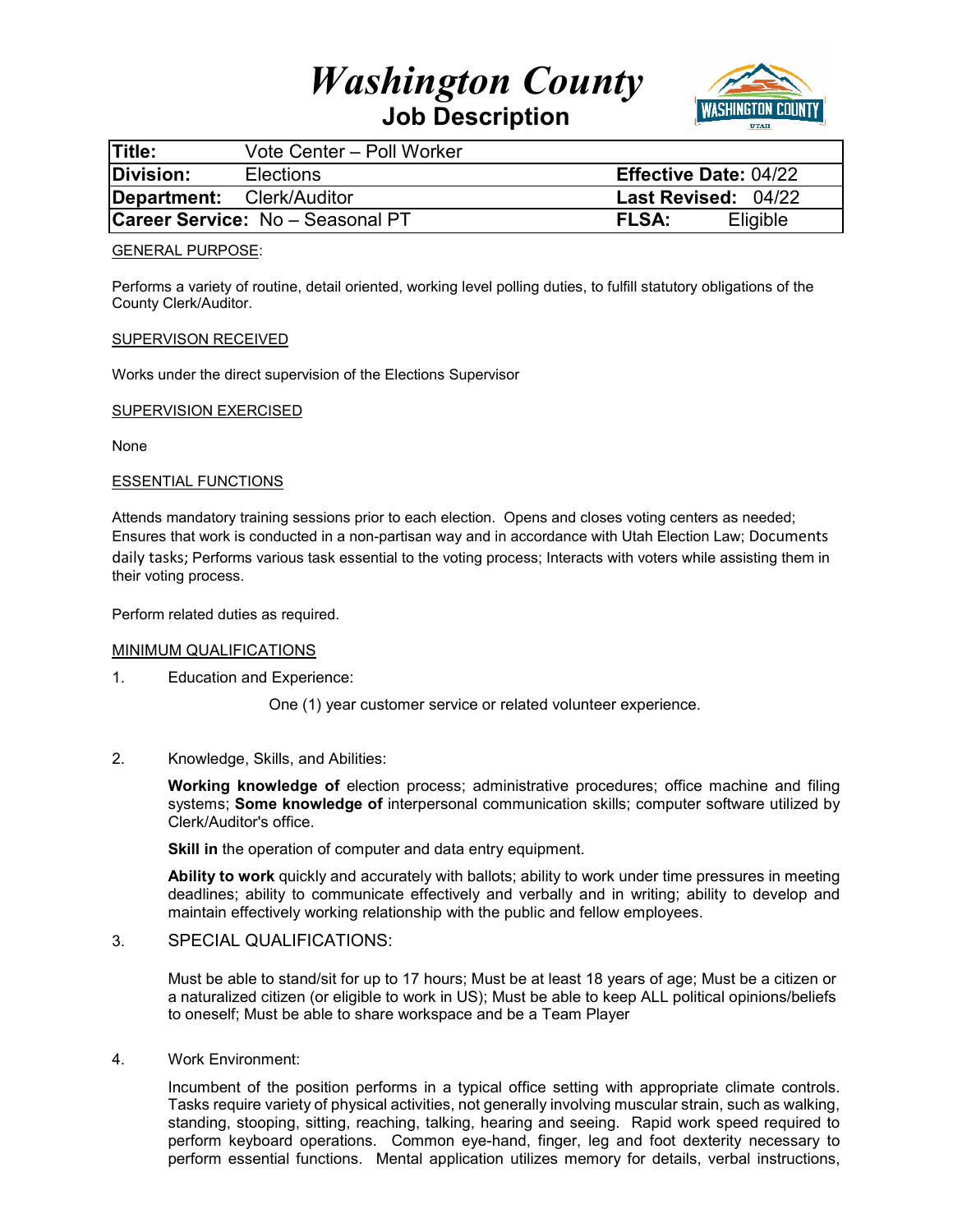# *Washington County*

## Job Description

| | | | |
|---|---|---|---|
| **Title:** | Vote Center – Poll Worker | | |
| **Division:** | Elections | **Effective Date:** 04/22 | |
| **Department:** | Clerk/Auditor | **Last Revised:** 04/22 | |
| **Career Service:** No – Seasonal PT | | **FLSA:** | Eligible |

GENERAL PURPOSE:

Performs a variety of routine, detail oriented, working level polling duties, to fulfill statutory obligations of the County Clerk/Auditor.

SUPERVISON RECEIVED

Works under the direct supervision of the Elections Supervisor

SUPERVISION EXERCISED

None

ESSENTIAL FUNCTIONS

Attends mandatory training sessions prior to each election. Opens and closes voting centers as needed; Ensures that work is conducted in a non-partisan way and in accordance with Utah Election Law; Documents daily tasks; Performs various task essential to the voting process; Interacts with voters while assisting them in their voting process.

Perform related duties as required.

MINIMUM QUALIFICATIONS

1. Education and Experience:

   One (1) year customer service or related volunteer experience.

2. Knowledge, Skills, and Abilities:

   **Working knowledge of** election process; administrative procedures; office machine and filing systems; **Some knowledge of** interpersonal communication skills; computer software utilized by Clerk/Auditor's office.

   **Skill in** the operation of computer and data entry equipment.

   **Ability to work** quickly and accurately with ballots; ability to work under time pressures in meeting deadlines; ability to communicate effectively and verbally and in writing; ability to develop and maintain effectively working relationship with the public and fellow employees.

3. SPECIAL QUALIFICATIONS:

   Must be able to stand/sit for up to 17 hours; Must be at least 18 years of age; Must be a citizen or a naturalized citizen (or eligible to work in US); Must be able to keep ALL political opinions/beliefs to oneself; Must be able to share workspace and be a Team Player

4. Work Environment:

   Incumbent of the position performs in a typical office setting with appropriate climate controls. Tasks require variety of physical activities, not generally involving muscular strain, such as walking, standing, stooping, sitting, reaching, talking, hearing and seeing. Rapid work speed required to perform keyboard operations. Common eye-hand, finger, leg and foot dexterity necessary to perform essential functions. Mental application utilizes memory for details, verbal instructions,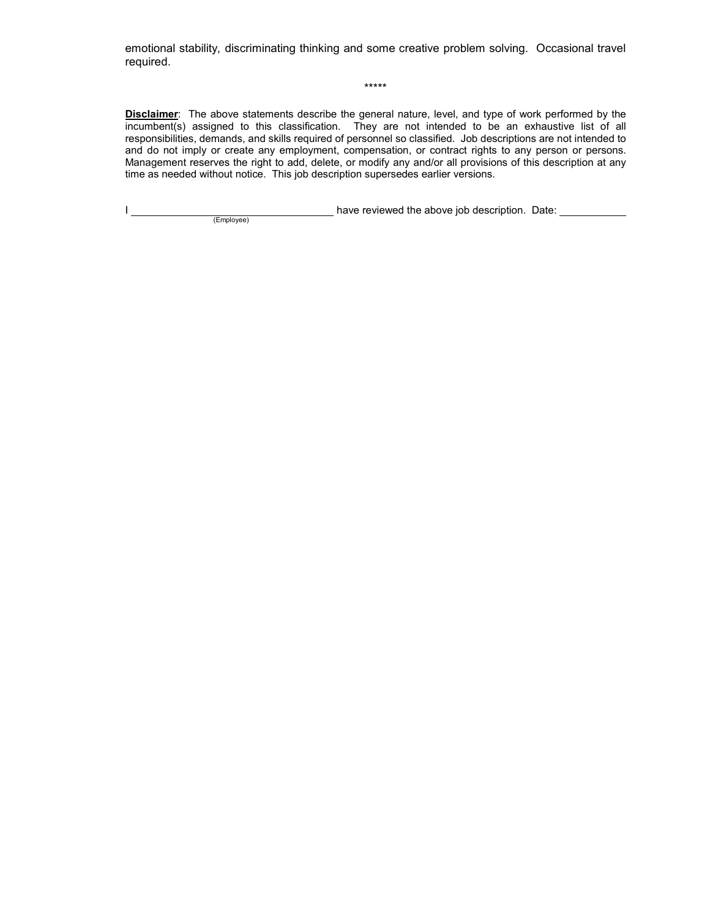emotional stability, discriminating thinking and some creative problem solving.  Occasional travel required.

*****

**Disclaimer**:  The above statements describe the general nature, level, and type of work performed by the incumbent(s) assigned to this classification.  They are not intended to be an exhaustive list of all responsibilities, demands, and skills required of personnel so classified.  Job descriptions are not intended to and do not imply or create any employment, compensation, or contract rights to any person or persons. Management reserves the right to add, delete, or modify any and/or all provisions of this description at any time as needed without notice.  This job description supersedes earlier versions.

I ________________________________ have reviewed the above job description.  Date: ____________
(Employee)